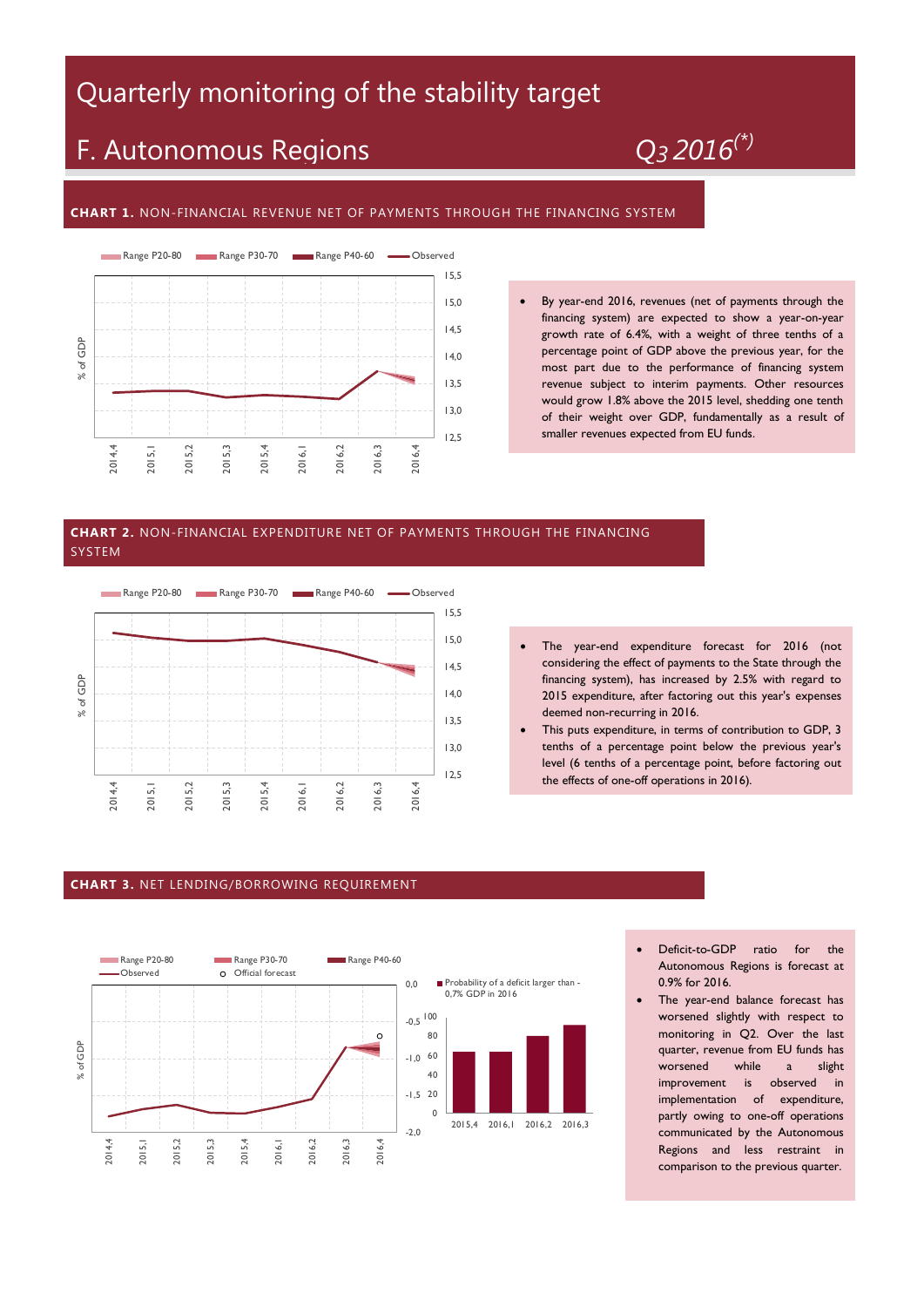# Quarterly monitoring of the stability target

## F. Autonomous Regions

*Q3 2016(*)*

### CHART 1. NON-FINANCIAL REVENUE NET OF PAYMENTS THROUGH THE FINANCING SYSTEM

- By year-end 2016, revenues (net of payments through the financing system) are expected to show a year-on-year growth rate of 6.4%, with a weight of three tenths of a percentage point of GDP above the previous year, for the most part due to the performance of financing system revenue subject to interim payments. Other resources would grow 1.8% above the 2015 level, shedding one tenth of their weight over GDP, fundamentally as a result of smaller revenues expected from EU funds.

### CHART 2. NON-FINANCIAL EXPENDITURE NET OF PAYMENTS THROUGH THE FINANCING SYSTEM

- The year-end expenditure forecast for 2016 (not considering the effect of payments to the State through the financing system), has increased by 2.5% with regard to 2015 expenditure, after factoring out this year's expenses deemed non-recurring in 2016.
- This puts expenditure, in terms of contribution to GDP, 3 tenths of a percentage point below the previous year's level (6 tenths of a percentage point, before factoring out the effects of one-off operations in 2016).

### CHART 3. NET LENDING/BORROWING REQUIREMENT

- Deficit-to-GDP ratio for the Autonomous Regions is forecast at 0.9% for 2016.
- The year-end balance forecast has worsened slightly with respect to monitoring in Q2. Over the last quarter, revenue from EU funds has worsened while a slight improvement is observed in implementation of expenditure, partly owing to one-off operations communicated by the Autonomous Regions and less restraint in comparison to the previous quarter.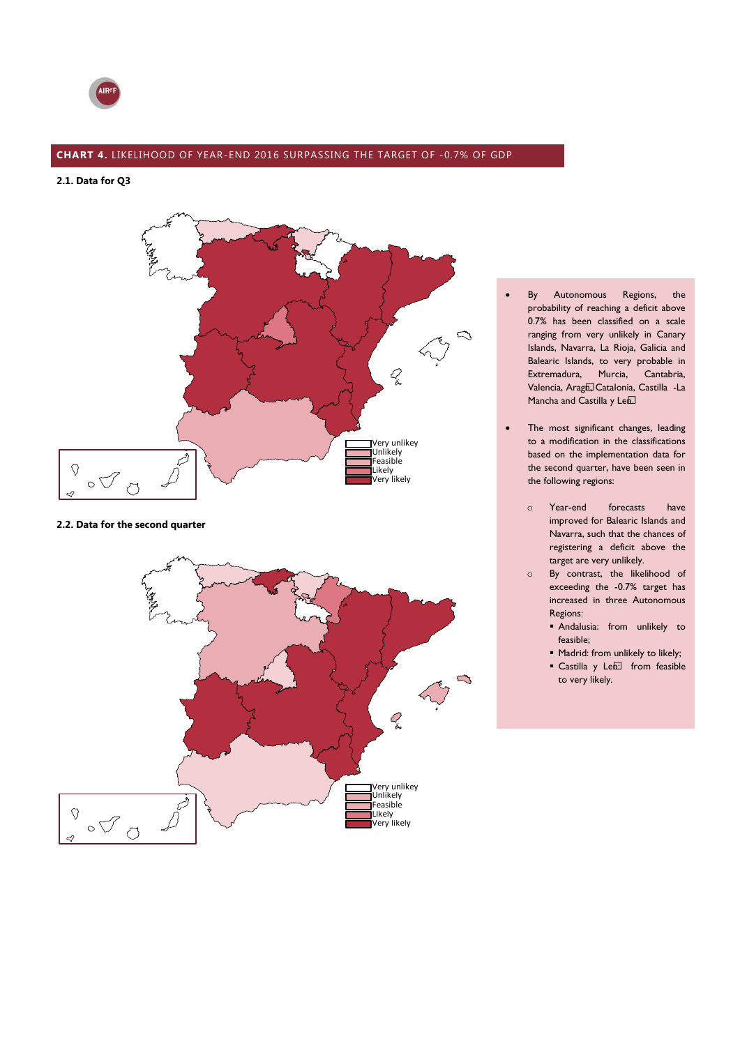## CHART 4. LIKELIHOOD OF YEAR-END 2016 SURPASSING THE TARGET OF -0.7% OF GDP

### 2.1. Data for Q3

Very unlikey
Unlikely
Feasible
Likely
Very likely

### 2.2. Data for the second quarter

Very unlikey
Unlikely
Feasible
Likely
Very likely

- By Autonomous Regions, the probability of reaching a deficit above 0.7% has been classified on a scale ranging from very unlikely in Canary Islands, Navarra, La Rioja, Galicia and Balearic Islands, to very probable in Extremadura, Murcia, Cantabria, Valencia, Aragón, Catalonia, Castilla -La Mancha and Castilla y León
- The most significant changes, leading to a modification in the classifications based on the implementation data for the second quarter, have been seen in the following regions:
  - Year-end forecasts have improved for Balearic Islands and Navarra, such that the chances of registering a deficit above the target are very unlikely.
  - By contrast, the likelihood of exceeding the -0.7% target has increased in three Autonomous Regions:
    - Andalusia: from unlikely to feasible;
    - Madrid: from unlikely to likely;
    - Castilla y León from feasible to very likely.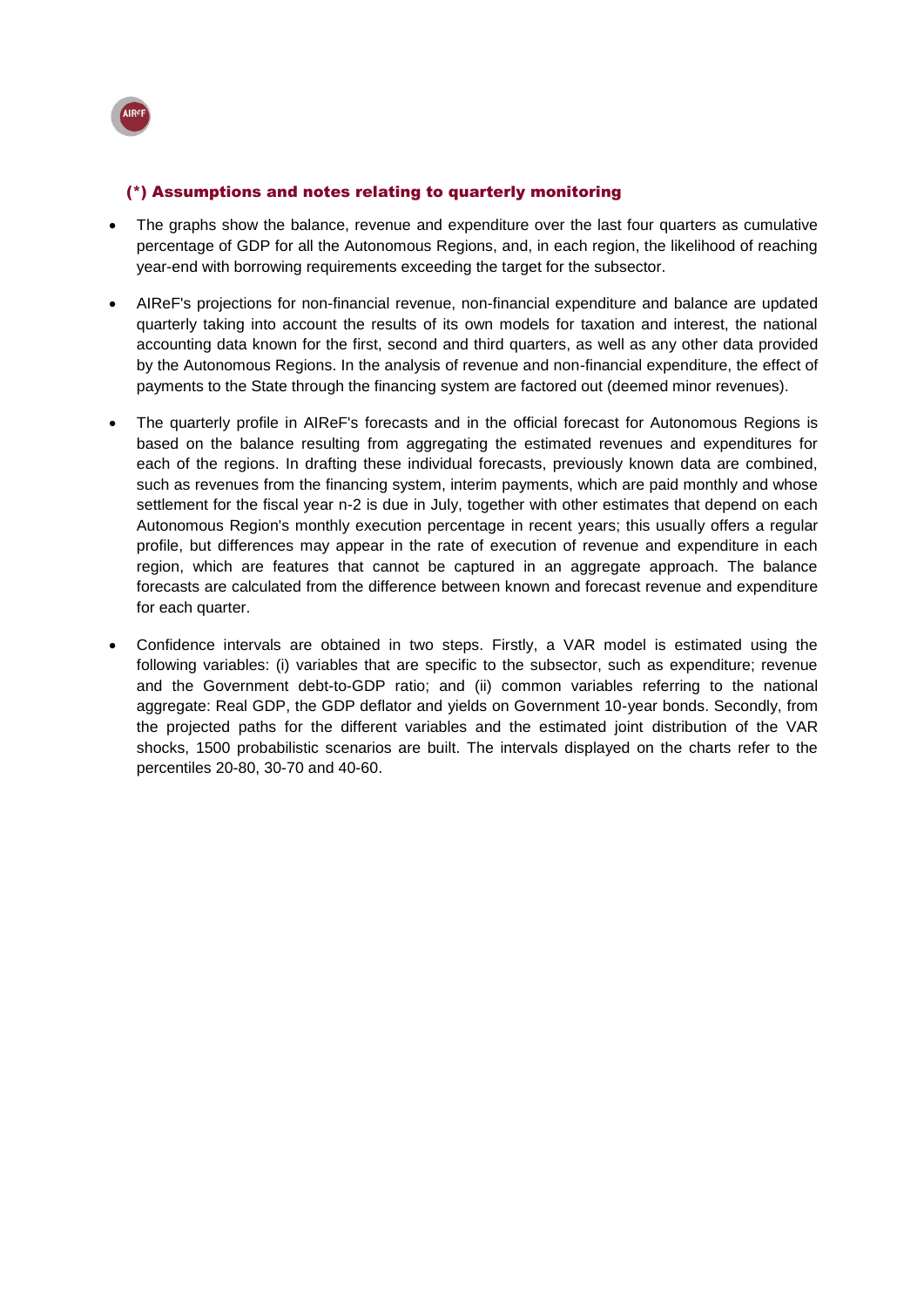### (*) Assumptions and notes relating to quarterly monitoring

- The graphs show the balance, revenue and expenditure over the last four quarters as cumulative percentage of GDP for all the Autonomous Regions, and, in each region, the likelihood of reaching year-end with borrowing requirements exceeding the target for the subsector.

- AIReF's projections for non-financial revenue, non-financial expenditure and balance are updated quarterly taking into account the results of its own models for taxation and interest, the national accounting data known for the first, second and third quarters, as well as any other data provided by the Autonomous Regions. In the analysis of revenue and non-financial expenditure, the effect of payments to the State through the financing system are factored out (deemed minor revenues).

- The quarterly profile in AIReF's forecasts and in the official forecast for Autonomous Regions is based on the balance resulting from aggregating the estimated revenues and expenditures for each of the regions. In drafting these individual forecasts, previously known data are combined, such as revenues from the financing system, interim payments, which are paid monthly and whose settlement for the fiscal year n-2 is due in July, together with other estimates that depend on each Autonomous Region's monthly execution percentage in recent years; this usually offers a regular profile, but differences may appear in the rate of execution of revenue and expenditure in each region, which are features that cannot be captured in an aggregate approach. The balance forecasts are calculated from the difference between known and forecast revenue and expenditure for each quarter.

- Confidence intervals are obtained in two steps. Firstly, a VAR model is estimated using the following variables: (i) variables that are specific to the subsector, such as expenditure; revenue and the Government debt-to-GDP ratio; and (ii) common variables referring to the national aggregate: Real GDP, the GDP deflator and yields on Government 10-year bonds. Secondly, from the projected paths for the different variables and the estimated joint distribution of the VAR shocks, 1500 probabilistic scenarios are built. The intervals displayed on the charts refer to the percentiles 20-80, 30-70 and 40-60.